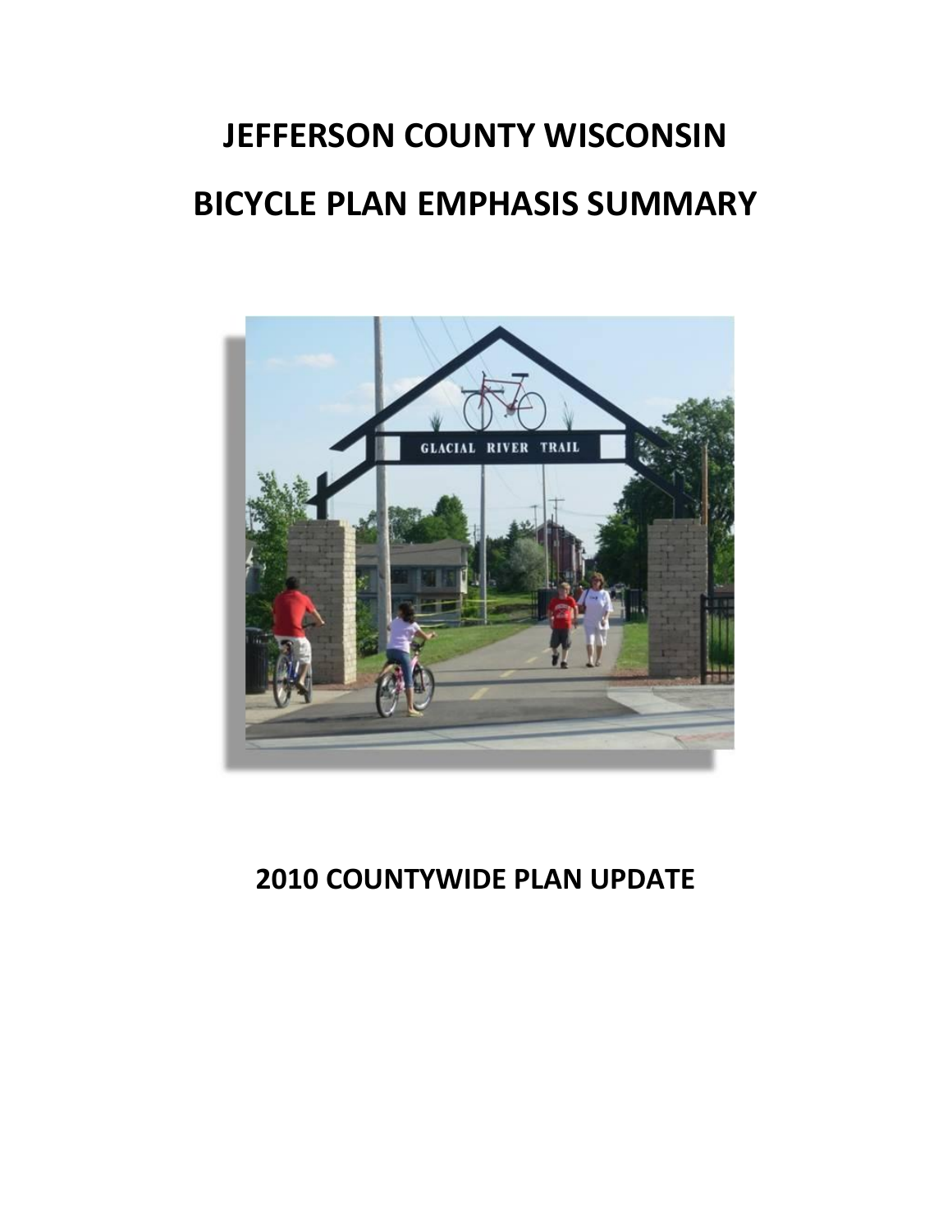# JEFFERSON COUNTY WISCONSIN

# BICYCLE PLAN EMPHASIS SUMMARY

## 2010 COUNTYWIDE PLAN UPDATE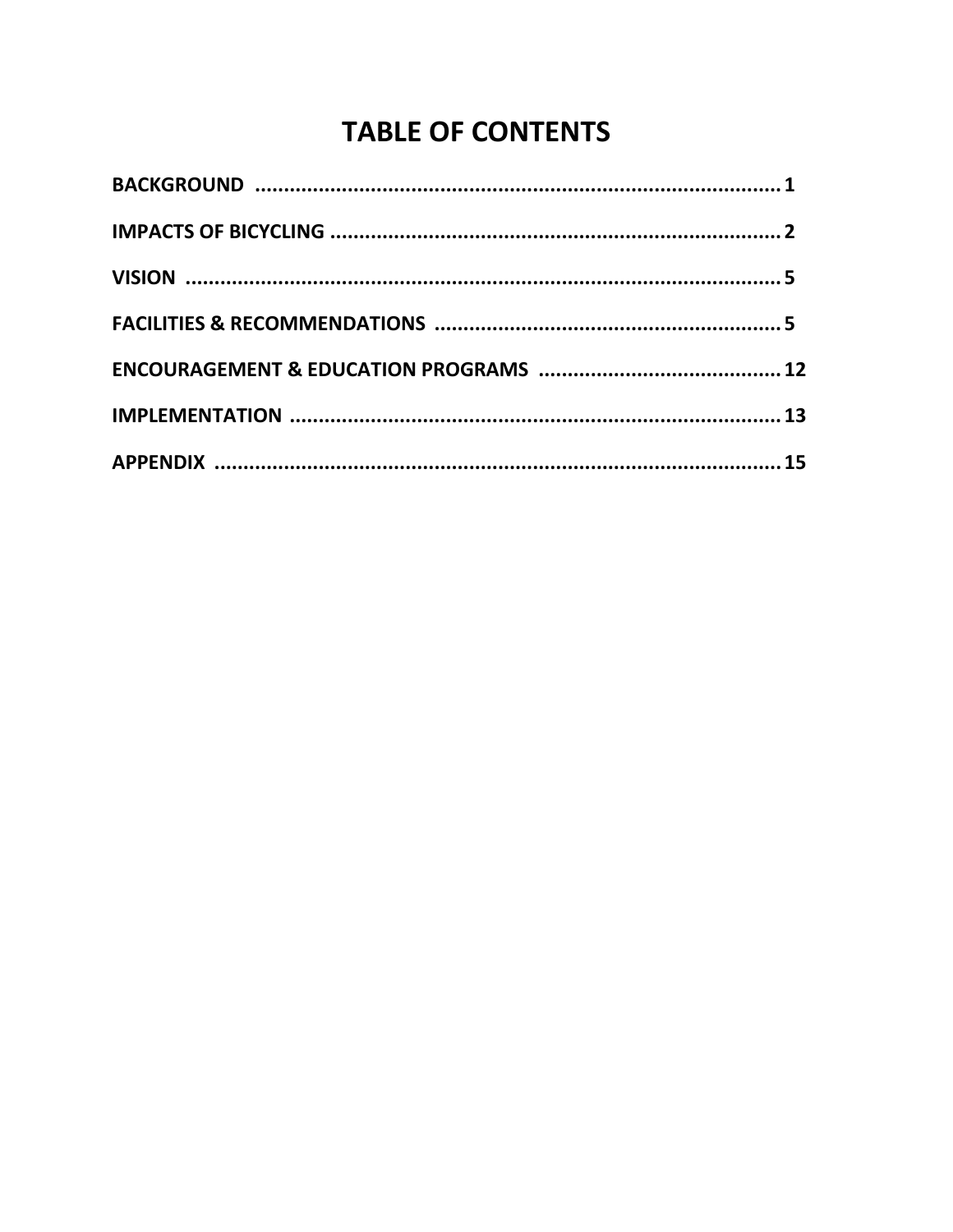# TABLE OF CONTENTS

**BACKGROUND .......................................................................................... 1**

**IMPACTS OF BICYCLING ............................................................................ 2**

**VISION ..................................................................................................... 5**

**FACILITIES & RECOMMENDATIONS ........................................................... 5**

**ENCOURAGEMENT & EDUCATION PROGRAMS ........................................ 12**

**IMPLEMENTATION .................................................................................... 13**

**APPENDIX ................................................................................................. 15**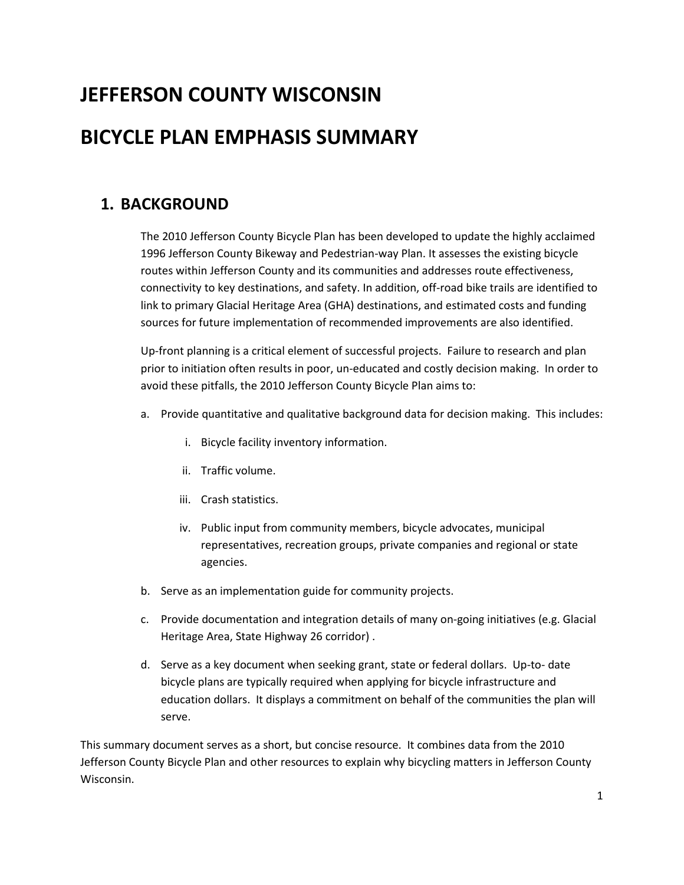# JEFFERSON COUNTY WISCONSIN

# BICYCLE PLAN EMPHASIS SUMMARY

## 1. BACKGROUND

The 2010 Jefferson County Bicycle Plan has been developed to update the highly acclaimed 1996 Jefferson County Bikeway and Pedestrian-way Plan. It assesses the existing bicycle routes within Jefferson County and its communities and addresses route effectiveness, connectivity to key destinations, and safety. In addition, off-road bike trails are identified to link to primary Glacial Heritage Area (GHA) destinations, and estimated costs and funding sources for future implementation of recommended improvements are also identified.

Up-front planning is a critical element of successful projects. Failure to research and plan prior to initiation often results in poor, un-educated and costly decision making. In order to avoid these pitfalls, the 2010 Jefferson County Bicycle Plan aims to:

a. Provide quantitative and qualitative background data for decision making. This includes:

   i. Bicycle facility inventory information.

   ii. Traffic volume.

   iii. Crash statistics.

   iv. Public input from community members, bicycle advocates, municipal representatives, recreation groups, private companies and regional or state agencies.

b. Serve as an implementation guide for community projects.

c. Provide documentation and integration details of many on-going initiatives (e.g. Glacial Heritage Area, State Highway 26 corridor) .

d. Serve as a key document when seeking grant, state or federal dollars. Up-to- date bicycle plans are typically required when applying for bicycle infrastructure and education dollars. It displays a commitment on behalf of the communities the plan will serve.

This summary document serves as a short, but concise resource. It combines data from the 2010 Jefferson County Bicycle Plan and other resources to explain why bicycling matters in Jefferson County Wisconsin.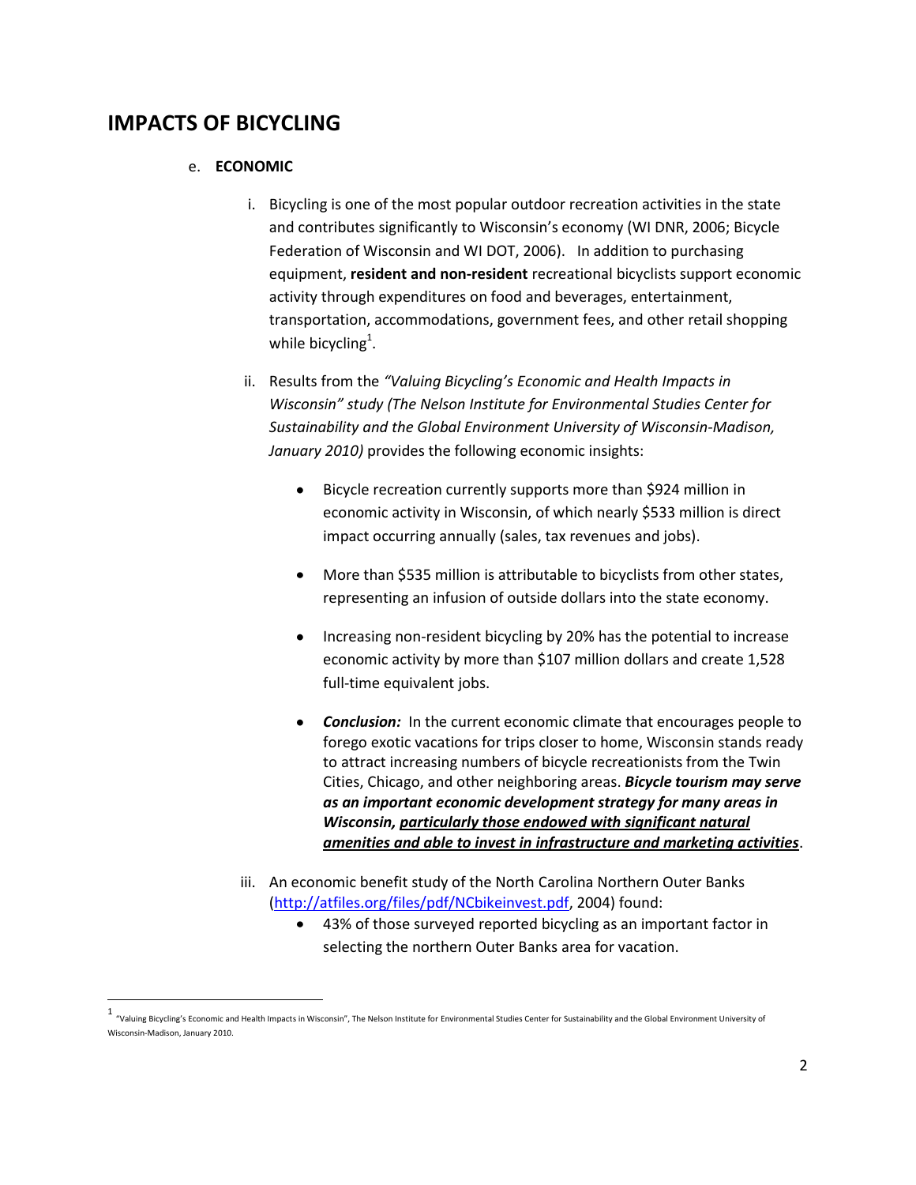# IMPACTS OF BICYCLING

e. **ECONOMIC**

   i. Bicycling is one of the most popular outdoor recreation activities in the state and contributes significantly to Wisconsin's economy (WI DNR, 2006; Bicycle Federation of Wisconsin and WI DOT, 2006). In addition to purchasing equipment, **resident and non-resident** recreational bicyclists support economic activity through expenditures on food and beverages, entertainment, transportation, accommodations, government fees, and other retail shopping while bicycling[1].

   ii. Results from the *"Valuing Bicycling's Economic and Health Impacts in Wisconsin" study (The Nelson Institute for Environmental Studies Center for Sustainability and the Global Environment University of Wisconsin-Madison, January 2010)* provides the following economic insights:

      - Bicycle recreation currently supports more than $924 million in economic activity in Wisconsin, of which nearly $533 million is direct impact occurring annually (sales, tax revenues and jobs).
      - More than $535 million is attributable to bicyclists from other states, representing an infusion of outside dollars into the state economy.
      - Increasing non-resident bicycling by 20% has the potential to increase economic activity by more than $107 million dollars and create 1,528 full-time equivalent jobs.
      - ***Conclusion:*** In the current economic climate that encourages people to forego exotic vacations for trips closer to home, Wisconsin stands ready to attract increasing numbers of bicycle recreationists from the Twin Cities, Chicago, and other neighboring areas. ***Bicycle tourism may serve as an important economic development strategy for many areas in Wisconsin, <u>particularly those endowed with significant natural amenities and able to invest in infrastructure and marketing activities</u>***.

   iii. An economic benefit study of the North Carolina Northern Outer Banks (http://atfiles.org/files/pdf/NCbikeinvest.pdf, 2004) found:

      - 43% of those surveyed reported bicycling as an important factor in selecting the northern Outer Banks area for vacation.

---

[1] "Valuing Bicycling's Economic and Health Impacts in Wisconsin", The Nelson Institute for Environmental Studies Center for Sustainability and the Global Environment University of Wisconsin-Madison, January 2010.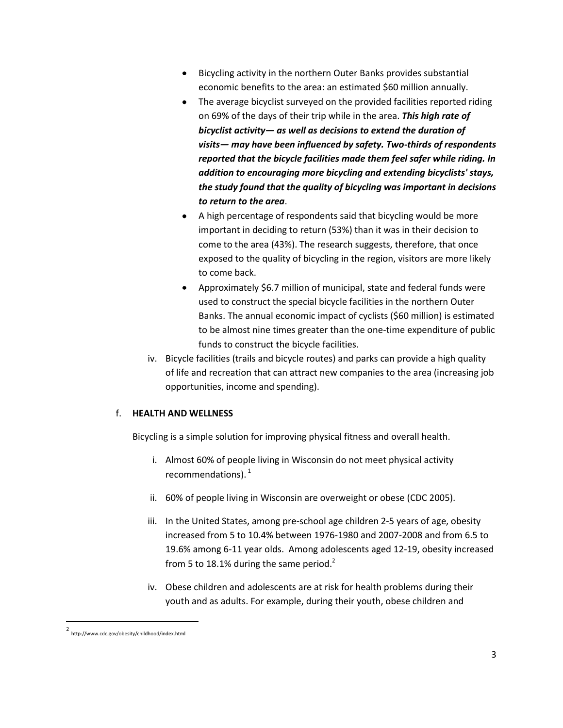- Bicycling activity in the northern Outer Banks provides substantial economic benefits to the area: an estimated $60 million annually.
- The average bicyclist surveyed on the provided facilities reported riding on 69% of the days of their trip while in the area. ***This high rate of bicyclist activity— as well as decisions to extend the duration of visits— may have been influenced by safety. Two-thirds of respondents reported that the bicycle facilities made them feel safer while riding. In addition to encouraging more bicycling and extending bicyclists' stays, the study found that the quality of bicycling was important in decisions to return to the area***.
- A high percentage of respondents said that bicycling would be more important in deciding to return (53%) than it was in their decision to come to the area (43%). The research suggests, therefore, that once exposed to the quality of bicycling in the region, visitors are more likely to come back.
- Approximately $6.7 million of municipal, state and federal funds were used to construct the special bicycle facilities in the northern Outer Banks. The annual economic impact of cyclists ($60 million) is estimated to be almost nine times greater than the one-time expenditure of public funds to construct the bicycle facilities.

iv. Bicycle facilities (trails and bicycle routes) and parks can provide a high quality of life and recreation that can attract new companies to the area (increasing job opportunities, income and spending).

f. **HEALTH AND WELLNESS**

Bicycling is a simple solution for improving physical fitness and overall health.

i. Almost 60% of people living in Wisconsin do not meet physical activity recommendations).[1]

ii. 60% of people living in Wisconsin are overweight or obese (CDC 2005).

iii. In the United States, among pre-school age children 2-5 years of age, obesity increased from 5 to 10.4% between 1976-1980 and 2007-2008 and from 6.5 to 19.6% among 6-11 year olds. Among adolescents aged 12-19, obesity increased from 5 to 18.1% during the same period.[2]

iv. Obese children and adolescents are at risk for health problems during their youth and as adults. For example, during their youth, obese children and

[2] http://www.cdc.gov/obesity/childhood/index.html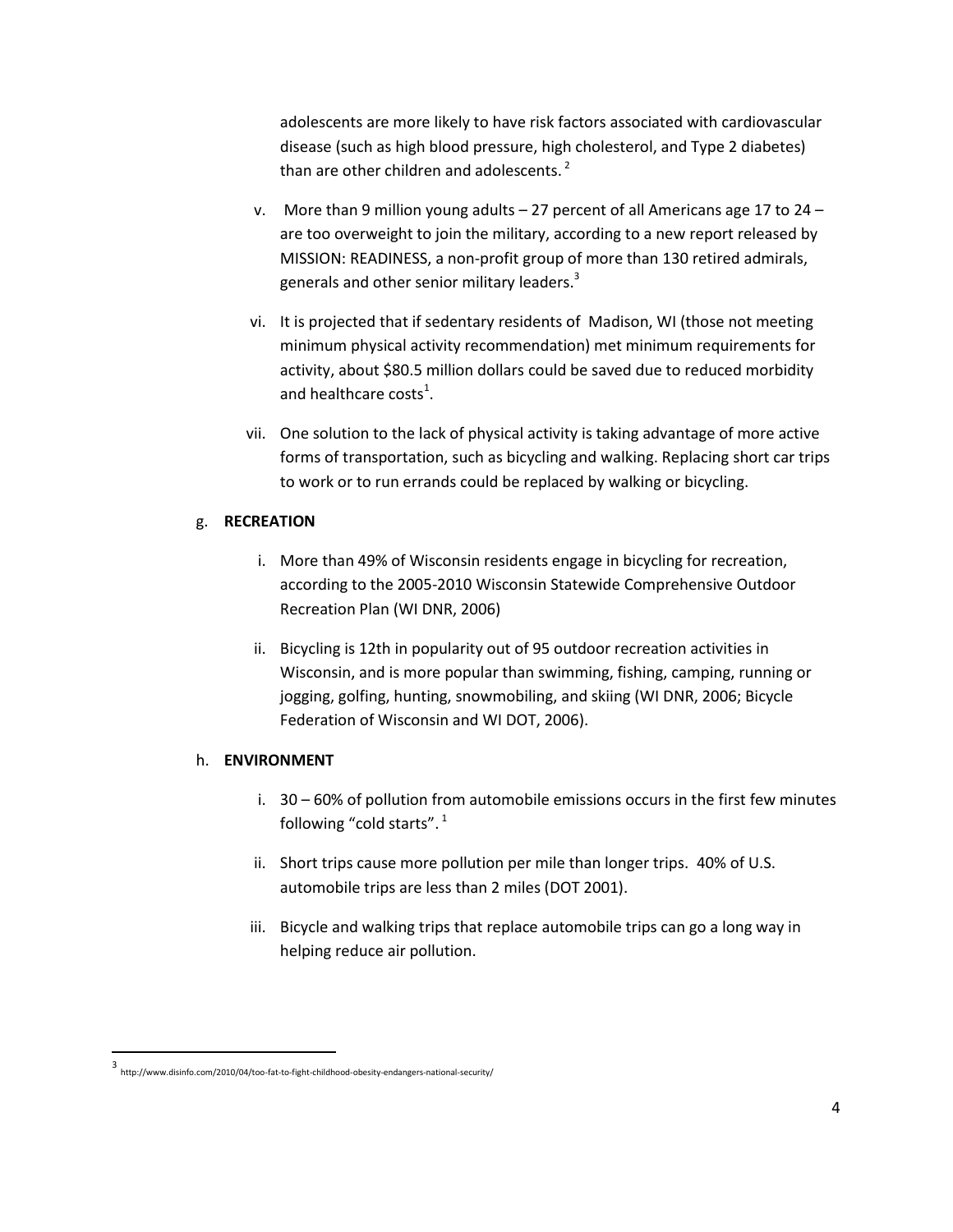adolescents are more likely to have risk factors associated with cardiovascular disease (such as high blood pressure, high cholesterol, and Type 2 diabetes) than are other children and adolescents. [2]

v. More than 9 million young adults – 27 percent of all Americans age 17 to 24 – are too overweight to join the military, according to a new report released by MISSION: READINESS, a non-profit group of more than 130 retired admirals, generals and other senior military leaders.[3]

vi. It is projected that if sedentary residents of Madison, WI (those not meeting minimum physical activity recommendation) met minimum requirements for activity, about $80.5 million dollars could be saved due to reduced morbidity and healthcare costs[1].

vii. One solution to the lack of physical activity is taking advantage of more active forms of transportation, such as bicycling and walking. Replacing short car trips to work or to run errands could be replaced by walking or bicycling.

g. **RECREATION**

i. More than 49% of Wisconsin residents engage in bicycling for recreation, according to the 2005-2010 Wisconsin Statewide Comprehensive Outdoor Recreation Plan (WI DNR, 2006)

ii. Bicycling is 12th in popularity out of 95 outdoor recreation activities in Wisconsin, and is more popular than swimming, fishing, camping, running or jogging, golfing, hunting, snowmobiling, and skiing (WI DNR, 2006; Bicycle Federation of Wisconsin and WI DOT, 2006).

h. **ENVIRONMENT**

i. 30 – 60% of pollution from automobile emissions occurs in the first few minutes following "cold starts". [1]

ii. Short trips cause more pollution per mile than longer trips. 40% of U.S. automobile trips are less than 2 miles (DOT 2001).

iii. Bicycle and walking trips that replace automobile trips can go a long way in helping reduce air pollution.

---

[3] http://www.disinfo.com/2010/04/too-fat-to-fight-childhood-obesity-endangers-national-security/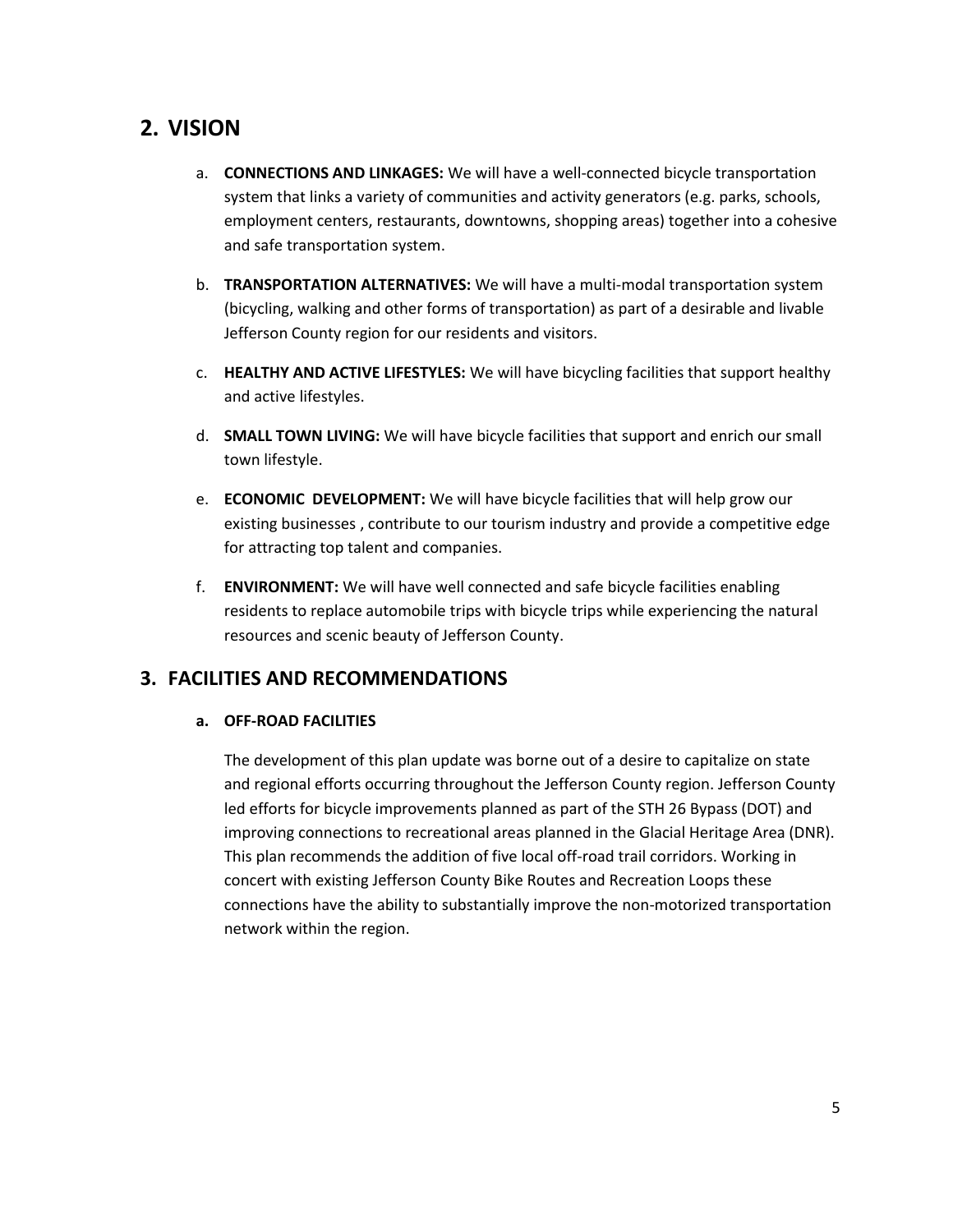## 2. VISION

a. **CONNECTIONS AND LINKAGES:** We will have a well-connected bicycle transportation system that links a variety of communities and activity generators (e.g. parks, schools, employment centers, restaurants, downtowns, shopping areas) together into a cohesive and safe transportation system.

b. **TRANSPORTATION ALTERNATIVES:** We will have a multi-modal transportation system (bicycling, walking and other forms of transportation) as part of a desirable and livable Jefferson County region for our residents and visitors.

c. **HEALTHY AND ACTIVE LIFESTYLES:** We will have bicycling facilities that support healthy and active lifestyles.

d. **SMALL TOWN LIVING:** We will have bicycle facilities that support and enrich our small town lifestyle.

e. **ECONOMIC DEVELOPMENT:** We will have bicycle facilities that will help grow our existing businesses , contribute to our tourism industry and provide a competitive edge for attracting top talent and companies.

f. **ENVIRONMENT:** We will have well connected and safe bicycle facilities enabling residents to replace automobile trips with bicycle trips while experiencing the natural resources and scenic beauty of Jefferson County.

## 3. FACILITIES AND RECOMMENDATIONS

### a. OFF-ROAD FACILITIES

The development of this plan update was borne out of a desire to capitalize on state and regional efforts occurring throughout the Jefferson County region. Jefferson County led efforts for bicycle improvements planned as part of the STH 26 Bypass (DOT) and improving connections to recreational areas planned in the Glacial Heritage Area (DNR). This plan recommends the addition of five local off-road trail corridors. Working in concert with existing Jefferson County Bike Routes and Recreation Loops these connections have the ability to substantially improve the non-motorized transportation network within the region.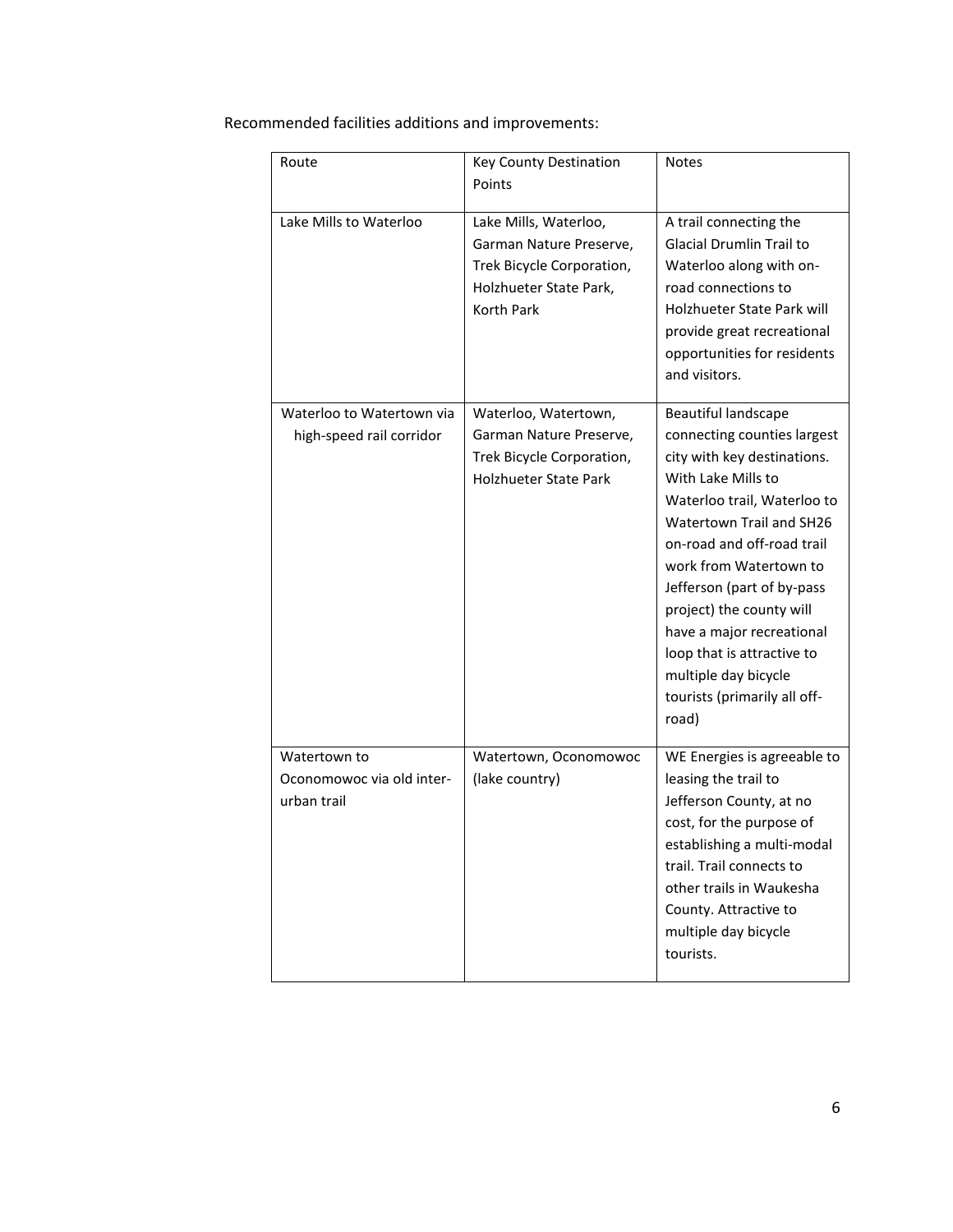Recommended facilities additions and improvements:

| Route | Key County Destination Points | Notes |
| --- | --- | --- |
| Lake Mills to Waterloo | Lake Mills, Waterloo, Garman Nature Preserve, Trek Bicycle Corporation, Holzhueter State Park, Korth Park | A trail connecting the Glacial Drumlin Trail to Waterloo along with on-road connections to Holzhueter State Park will provide great recreational opportunities for residents and visitors. |
| Waterloo to Watertown via high-speed rail corridor | Waterloo, Watertown, Garman Nature Preserve, Trek Bicycle Corporation, Holzhueter State Park | Beautiful landscape connecting counties largest city with key destinations. With Lake Mills to Waterloo trail, Waterloo to Watertown Trail and SH26 on-road and off-road trail work from Watertown to Jefferson (part of by-pass project) the county will have a major recreational loop that is attractive to multiple day bicycle tourists (primarily all off-road) |
| Watertown to Oconomowoc via old inter-urban trail | Watertown, Oconomowoc (lake country) | WE Energies is agreeable to leasing the trail to Jefferson County, at no cost, for the purpose of establishing a multi-modal trail. Trail connects to other trails in Waukesha County. Attractive to multiple day bicycle tourists. |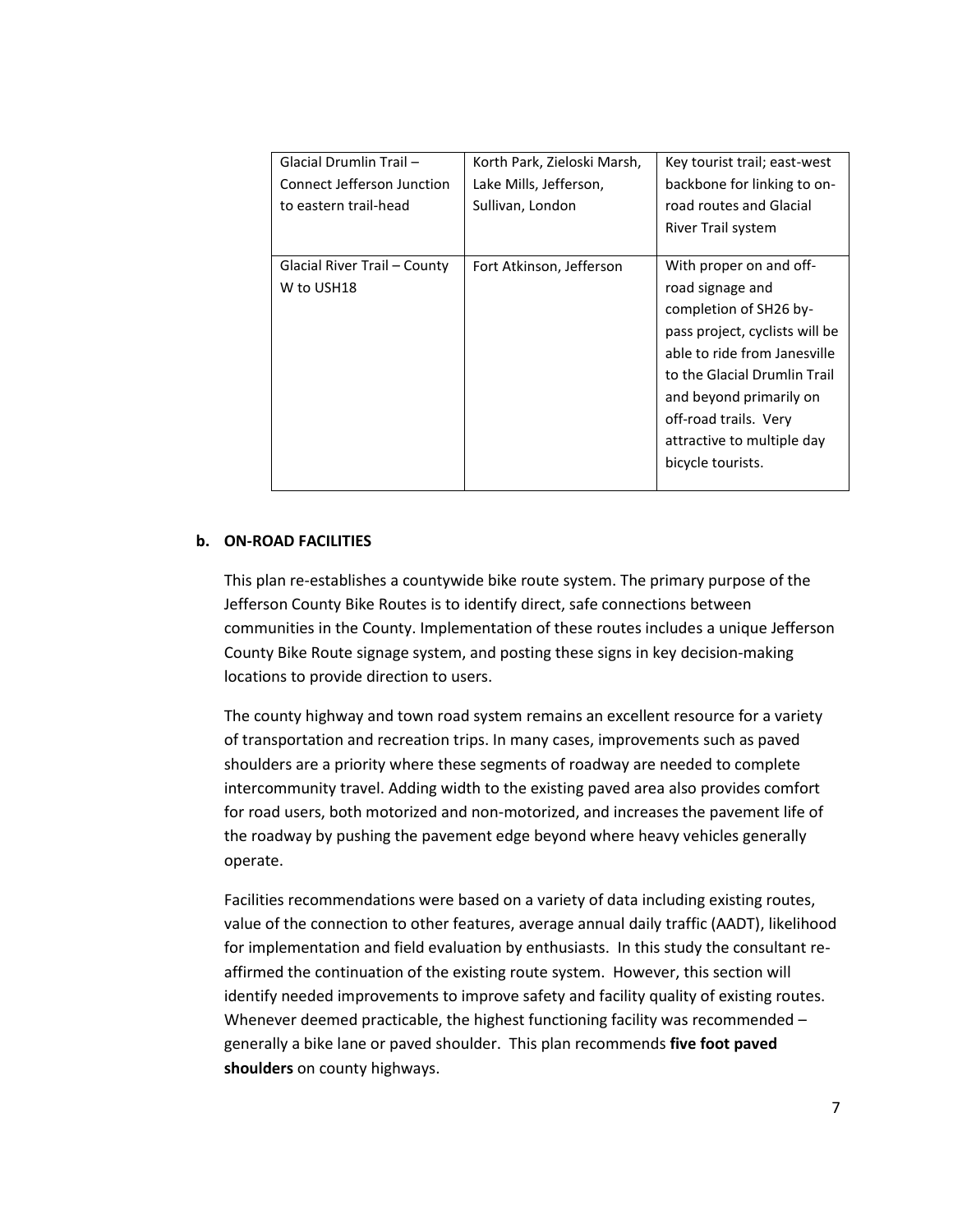| Glacial Drumlin Trail – Connect Jefferson Junction to eastern trail-head | Korth Park, Zieloski Marsh, Lake Mills, Jefferson, Sullivan, London | Key tourist trail; east-west backbone for linking to on-road routes and Glacial River Trail system |
|---|---|---|
| Glacial River Trail – County W to USH18 | Fort Atkinson, Jefferson | With proper on and off-road signage and completion of SH26 by-pass project, cyclists will be able to ride from Janesville to the Glacial Drumlin Trail and beyond primarily on off-road trails. Very attractive to multiple day bicycle tourists. |

**b. ON-ROAD FACILITIES**

This plan re-establishes a countywide bike route system. The primary purpose of the Jefferson County Bike Routes is to identify direct, safe connections between communities in the County. Implementation of these routes includes a unique Jefferson County Bike Route signage system, and posting these signs in key decision-making locations to provide direction to users.

The county highway and town road system remains an excellent resource for a variety of transportation and recreation trips. In many cases, improvements such as paved shoulders are a priority where these segments of roadway are needed to complete intercommunity travel. Adding width to the existing paved area also provides comfort for road users, both motorized and non-motorized, and increases the pavement life of the roadway by pushing the pavement edge beyond where heavy vehicles generally operate.

Facilities recommendations were based on a variety of data including existing routes, value of the connection to other features, average annual daily traffic (AADT), likelihood for implementation and field evaluation by enthusiasts. In this study the consultant re-affirmed the continuation of the existing route system. However, this section will identify needed improvements to improve safety and facility quality of existing routes. Whenever deemed practicable, the highest functioning facility was recommended – generally a bike lane or paved shoulder. This plan recommends **five foot paved shoulders** on county highways.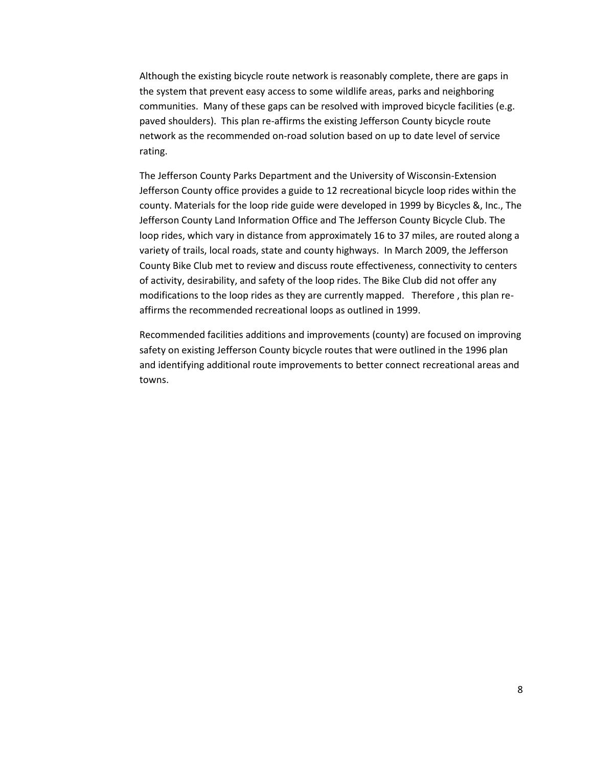Although the existing bicycle route network is reasonably complete, there are gaps in the system that prevent easy access to some wildlife areas, parks and neighboring communities. Many of these gaps can be resolved with improved bicycle facilities (e.g. paved shoulders). This plan re-affirms the existing Jefferson County bicycle route network as the recommended on-road solution based on up to date level of service rating.

The Jefferson County Parks Department and the University of Wisconsin-Extension Jefferson County office provides a guide to 12 recreational bicycle loop rides within the county. Materials for the loop ride guide were developed in 1999 by Bicycles &, Inc., The Jefferson County Land Information Office and The Jefferson County Bicycle Club. The loop rides, which vary in distance from approximately 16 to 37 miles, are routed along a variety of trails, local roads, state and county highways. In March 2009, the Jefferson County Bike Club met to review and discuss route effectiveness, connectivity to centers of activity, desirability, and safety of the loop rides. The Bike Club did not offer any modifications to the loop rides as they are currently mapped. Therefore , this plan re-affirms the recommended recreational loops as outlined in 1999.

Recommended facilities additions and improvements (county) are focused on improving safety on existing Jefferson County bicycle routes that were outlined in the 1996 plan and identifying additional route improvements to better connect recreational areas and towns.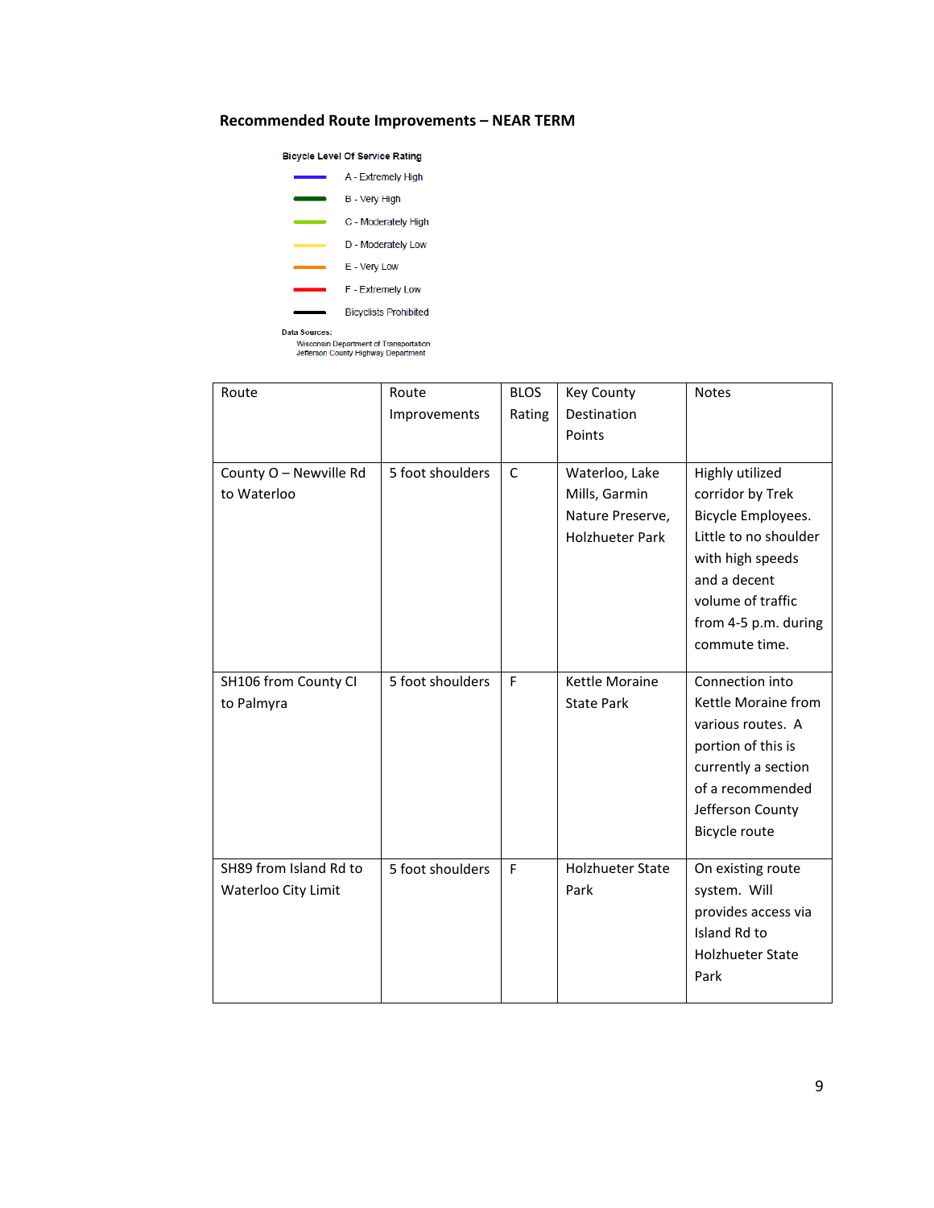### Recommended Route Improvements – NEAR TERM

**Bicycle Level Of Service Rating**

- A - Extremely High
- B - Very High
- C - Moderately High
- D - Moderately Low
- E - Very Low
- F - Extremely Low
- Bicyclists Prohibited

**Data Sources:**
Wisconsin Department of Transportation
Jefferson County Highway Department

| Route | Route Improvements | BLOS Rating | Key County Destination Points | Notes |
|---|---|---|---|---|
| County O – Newville Rd to Waterloo | 5 foot shoulders | C | Waterloo, Lake Mills, Garmin Nature Preserve, Holzhueter Park | Highly utilized corridor by Trek Bicycle Employees. Little to no shoulder with high speeds and a decent volume of traffic from 4-5 p.m. during commute time. |
| SH106 from County CI to Palmyra | 5 foot shoulders | F | Kettle Moraine State Park | Connection into Kettle Moraine from various routes. A portion of this is currently a section of a recommended Jefferson County Bicycle route |
| SH89 from Island Rd to Waterloo City Limit | 5 foot shoulders | F | Holzhueter State Park | On existing route system. Will provides access via Island Rd to Holzhueter State Park |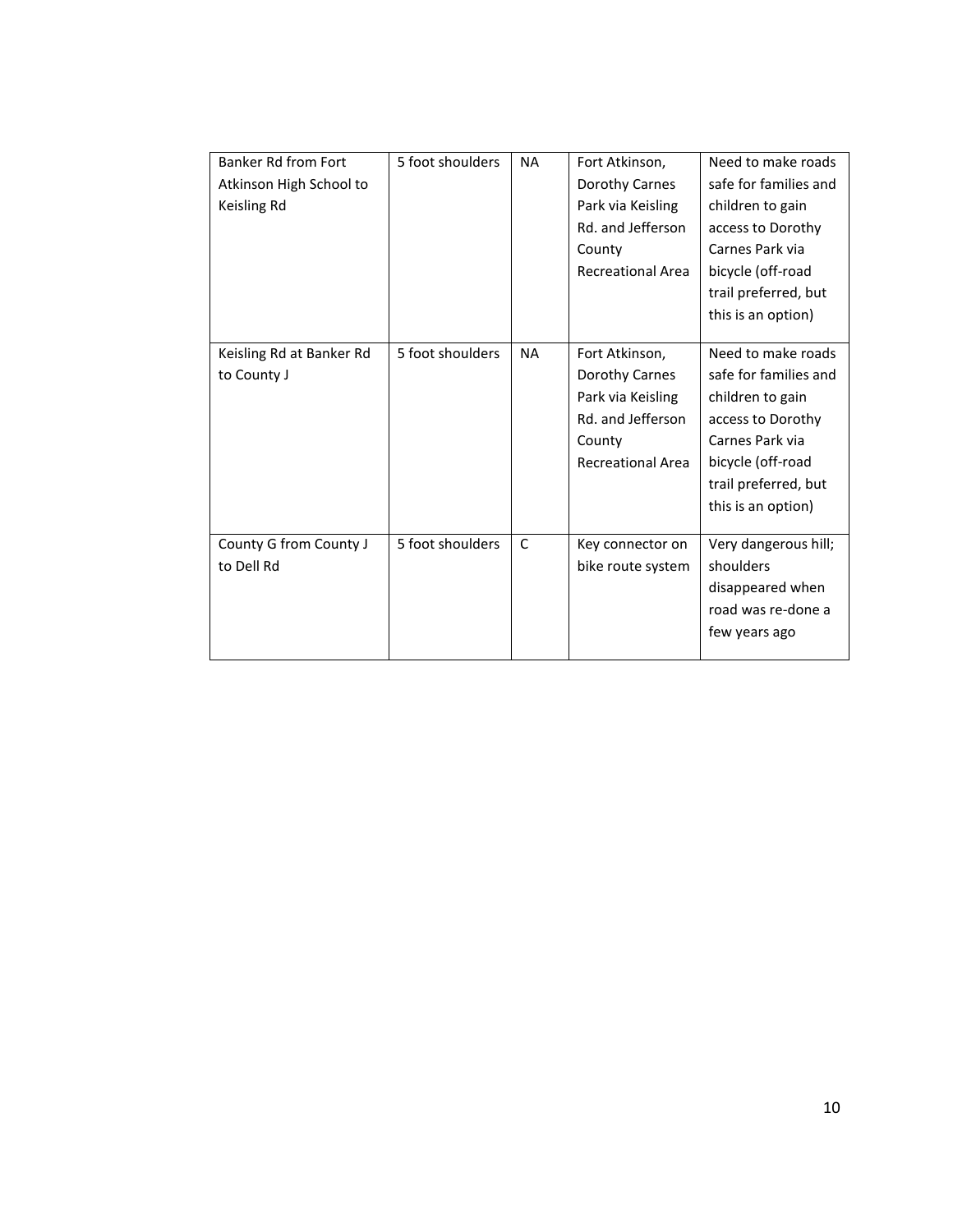| Banker Rd from Fort Atkinson High School to Keisling Rd | 5 foot shoulders | NA | Fort Atkinson, Dorothy Carnes Park via Keisling Rd. and Jefferson County Recreational Area | Need to make roads safe for families and children to gain access to Dorothy Carnes Park via bicycle (off-road trail preferred, but this is an option) |
|---|---|---|---|---|
| Keisling Rd at Banker Rd to County J | 5 foot shoulders | NA | Fort Atkinson, Dorothy Carnes Park via Keisling Rd. and Jefferson County Recreational Area | Need to make roads safe for families and children to gain access to Dorothy Carnes Park via bicycle (off-road trail preferred, but this is an option) |
| County G from County J to Dell Rd | 5 foot shoulders | C | Key connector on bike route system | Very dangerous hill; shoulders disappeared when road was re-done a few years ago |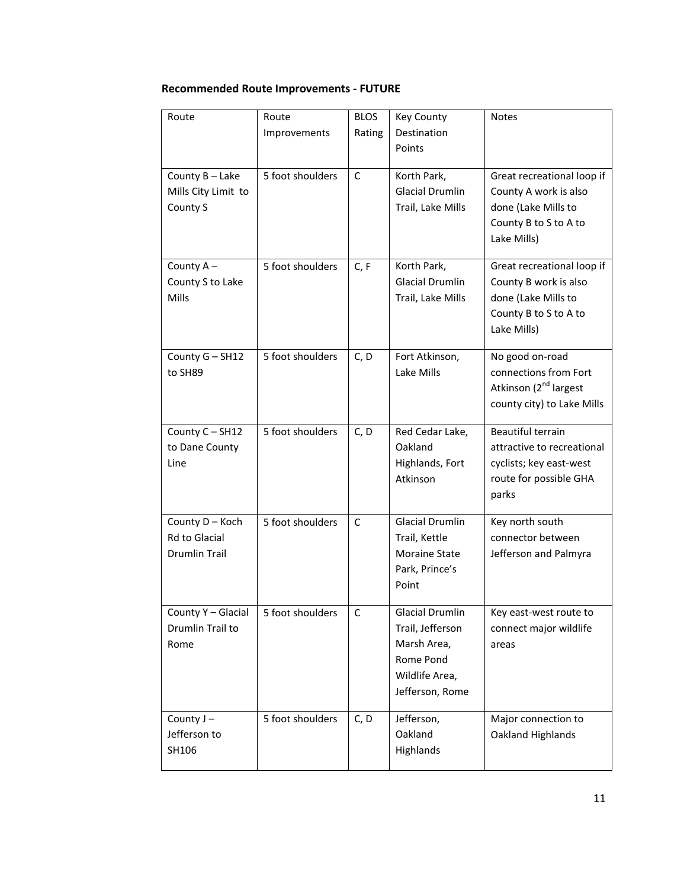**Recommended Route Improvements - FUTURE**

| Route | Route Improvements | BLOS Rating | Key County Destination Points | Notes |
|---|---|---|---|---|
| County B – Lake Mills City Limit to County S | 5 foot shoulders | C | Korth Park, Glacial Drumlin Trail, Lake Mills | Great recreational loop if County A work is also done (Lake Mills to County B to S to A to Lake Mills) |
| County A – County S to Lake Mills | 5 foot shoulders | C, F | Korth Park, Glacial Drumlin Trail, Lake Mills | Great recreational loop if County B work is also done (Lake Mills to County B to S to A to Lake Mills) |
| County G – SH12 to SH89 | 5 foot shoulders | C, D | Fort Atkinson, Lake Mills | No good on-road connections from Fort Atkinson (2nd largest county city) to Lake Mills |
| County C – SH12 to Dane County Line | 5 foot shoulders | C, D | Red Cedar Lake, Oakland Highlands, Fort Atkinson | Beautiful terrain attractive to recreational cyclists; key east-west route for possible GHA parks |
| County D – Koch Rd to Glacial Drumlin Trail | 5 foot shoulders | C | Glacial Drumlin Trail, Kettle Moraine State Park, Prince's Point | Key north south connector between Jefferson and Palmyra |
| County Y – Glacial Drumlin Trail to Rome | 5 foot shoulders | C | Glacial Drumlin Trail, Jefferson Marsh Area, Rome Pond Wildlife Area, Jefferson, Rome | Key east-west route to connect major wildlife areas |
| County J – Jefferson to SH106 | 5 foot shoulders | C, D | Jefferson, Oakland Highlands | Major connection to Oakland Highlands |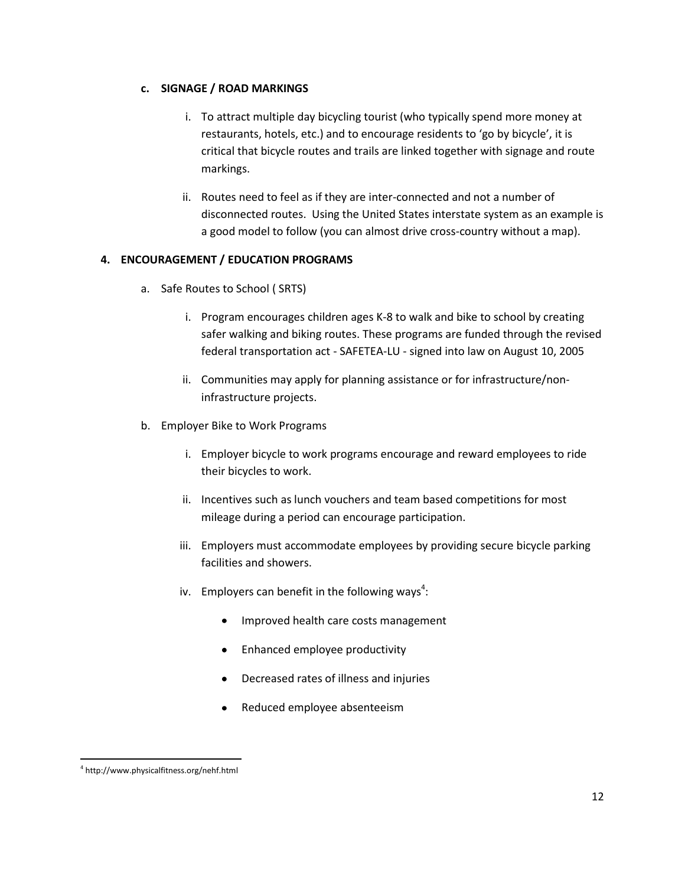**c. SIGNAGE / ROAD MARKINGS**

i. To attract multiple day bicycling tourist (who typically spend more money at restaurants, hotels, etc.) and to encourage residents to 'go by bicycle', it is critical that bicycle routes and trails are linked together with signage and route markings.

ii. Routes need to feel as if they are inter-connected and not a number of disconnected routes. Using the United States interstate system as an example is a good model to follow (you can almost drive cross-country without a map).

**4. ENCOURAGEMENT / EDUCATION PROGRAMS**

a. Safe Routes to School ( SRTS)

i. Program encourages children ages K-8 to walk and bike to school by creating safer walking and biking routes. These programs are funded through the revised federal transportation act - SAFETEA-LU - signed into law on August 10, 2005

ii. Communities may apply for planning assistance or for infrastructure/non-infrastructure projects.

b. Employer Bike to Work Programs

i. Employer bicycle to work programs encourage and reward employees to ride their bicycles to work.

ii. Incentives such as lunch vouchers and team based competitions for most mileage during a period can encourage participation.

iii. Employers must accommodate employees by providing secure bicycle parking facilities and showers.

iv. Employers can benefit in the following ways[4]:

- Improved health care costs management
- Enhanced employee productivity
- Decreased rates of illness and injuries
- Reduced employee absenteeism

[4] http://www.physicalfitness.org/nehf.html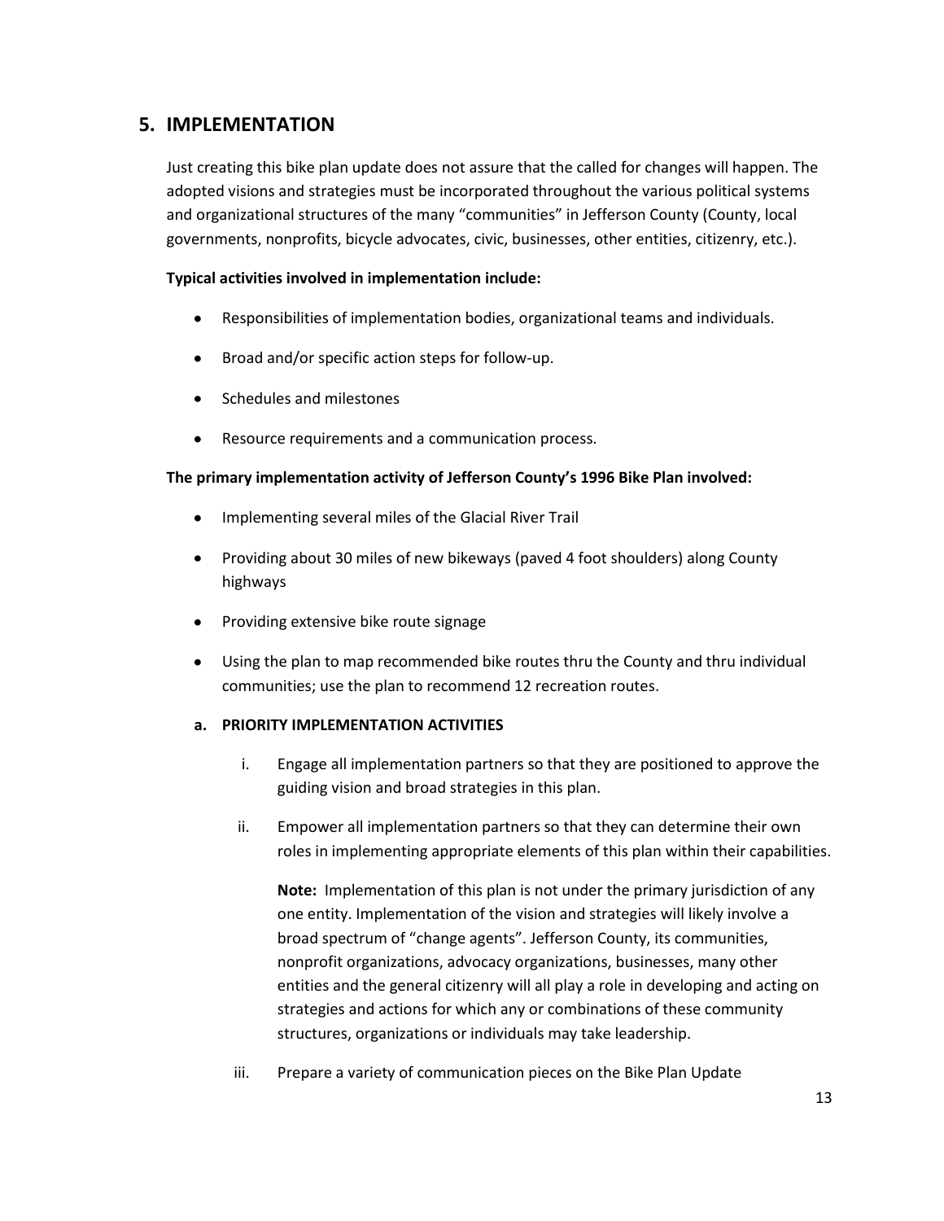## 5. IMPLEMENTATION

Just creating this bike plan update does not assure that the called for changes will happen. The adopted visions and strategies must be incorporated throughout the various political systems and organizational structures of the many "communities" in Jefferson County (County, local governments, nonprofits, bicycle advocates, civic, businesses, other entities, citizenry, etc.).

**Typical activities involved in implementation include:**

- Responsibilities of implementation bodies, organizational teams and individuals.
- Broad and/or specific action steps for follow-up.
- Schedules and milestones
- Resource requirements and a communication process.

**The primary implementation activity of Jefferson County's 1996 Bike Plan involved:**

- Implementing several miles of the Glacial River Trail
- Providing about 30 miles of new bikeways (paved 4 foot shoulders) along County highways
- Providing extensive bike route signage
- Using the plan to map recommended bike routes thru the County and thru individual communities; use the plan to recommend 12 recreation routes.

### a. PRIORITY IMPLEMENTATION ACTIVITIES

i. Engage all implementation partners so that they are positioned to approve the guiding vision and broad strategies in this plan.

ii. Empower all implementation partners so that they can determine their own roles in implementing appropriate elements of this plan within their capabilities.

**Note:** Implementation of this plan is not under the primary jurisdiction of any one entity. Implementation of the vision and strategies will likely involve a broad spectrum of "change agents". Jefferson County, its communities, nonprofit organizations, advocacy organizations, businesses, many other entities and the general citizenry will all play a role in developing and acting on strategies and actions for which any or combinations of these community structures, organizations or individuals may take leadership.

iii. Prepare a variety of communication pieces on the Bike Plan Update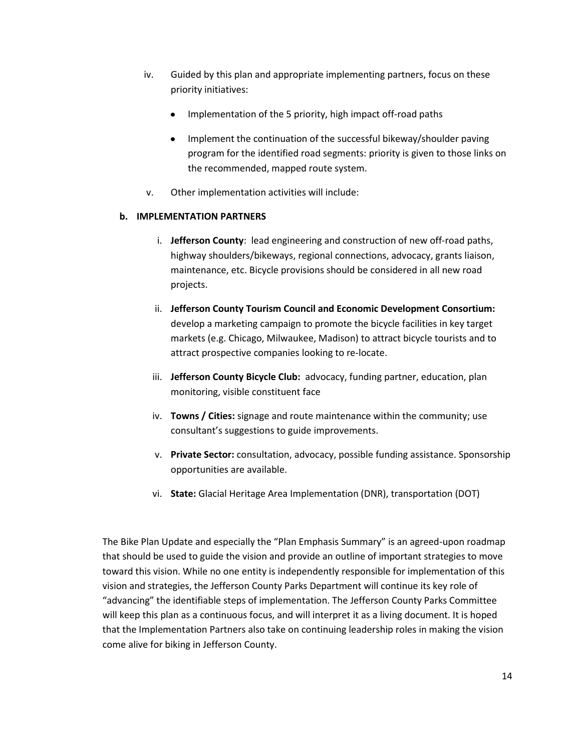iv. Guided by this plan and appropriate implementing partners, focus on these priority initiatives:

- Implementation of the 5 priority, high impact off-road paths
- Implement the continuation of the successful bikeway/shoulder paving program for the identified road segments: priority is given to those links on the recommended, mapped route system.

v. Other implementation activities will include:

**b. IMPLEMENTATION PARTNERS**

i. **Jefferson County**: lead engineering and construction of new off-road paths, highway shoulders/bikeways, regional connections, advocacy, grants liaison, maintenance, etc. Bicycle provisions should be considered in all new road projects.

ii. **Jefferson County Tourism Council and Economic Development Consortium:** develop a marketing campaign to promote the bicycle facilities in key target markets (e.g. Chicago, Milwaukee, Madison) to attract bicycle tourists and to attract prospective companies looking to re-locate.

iii. **Jefferson County Bicycle Club:** advocacy, funding partner, education, plan monitoring, visible constituent face

iv. **Towns / Cities:** signage and route maintenance within the community; use consultant's suggestions to guide improvements.

v. **Private Sector:** consultation, advocacy, possible funding assistance. Sponsorship opportunities are available.

vi. **State:** Glacial Heritage Area Implementation (DNR), transportation (DOT)

The Bike Plan Update and especially the "Plan Emphasis Summary" is an agreed-upon roadmap that should be used to guide the vision and provide an outline of important strategies to move toward this vision. While no one entity is independently responsible for implementation of this vision and strategies, the Jefferson County Parks Department will continue its key role of "advancing" the identifiable steps of implementation. The Jefferson County Parks Committee will keep this plan as a continuous focus, and will interpret it as a living document. It is hoped that the Implementation Partners also take on continuing leadership roles in making the vision come alive for biking in Jefferson County.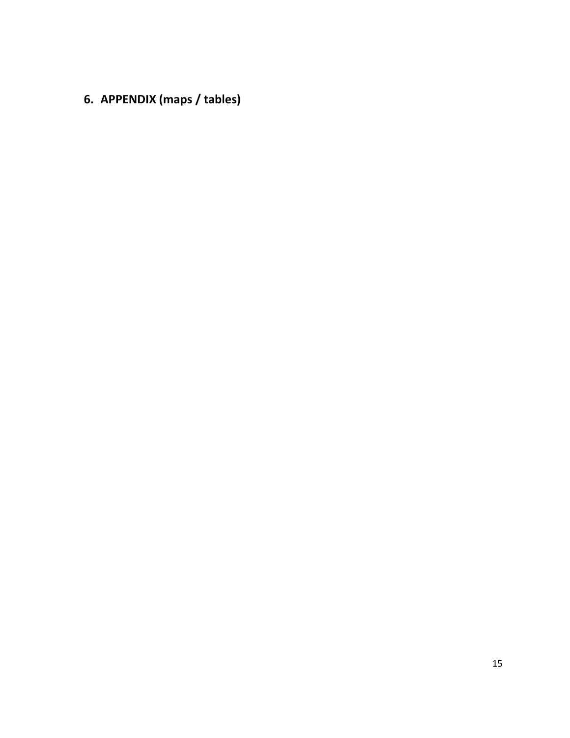## 6. APPENDIX (maps / tables)